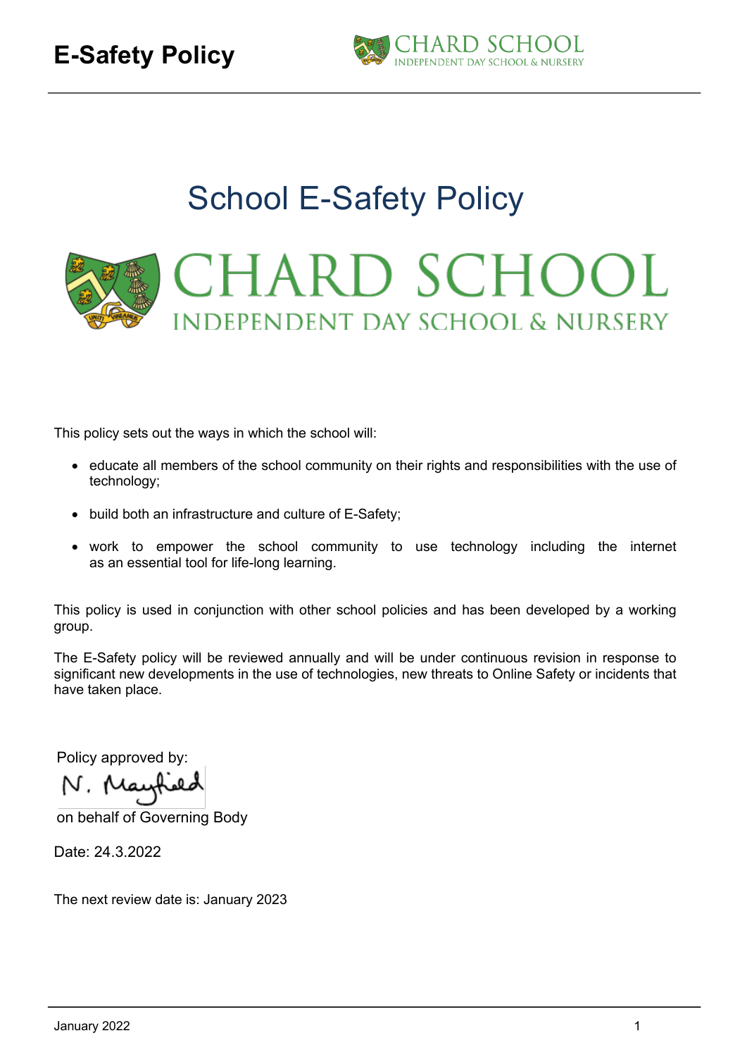# School E-Safety Policy

CHARD SCHOOL

INDEPENDENT DAY SCHOOL & NURSERY

This policy sets out the ways in which the school will:

- educate all members of the school community on their rights and responsibilities with the use of technology;
- build both an infrastructure and culture of E-Safety;
- work to empower the school community to use technology including the internet as an essential tool for life-long learning.

This policy is used in conjunction with other school policies and has been developed by a working group.

The E-Safety policy will be reviewed annually and will be under continuous revision in response to significant new developments in the use of technologies, new threats to Online Safety or incidents that have taken place.

Policy approved by:

N. Mayfield

on behalf of Governing Body

Date: 24.3.2022

The next review date is: January 2023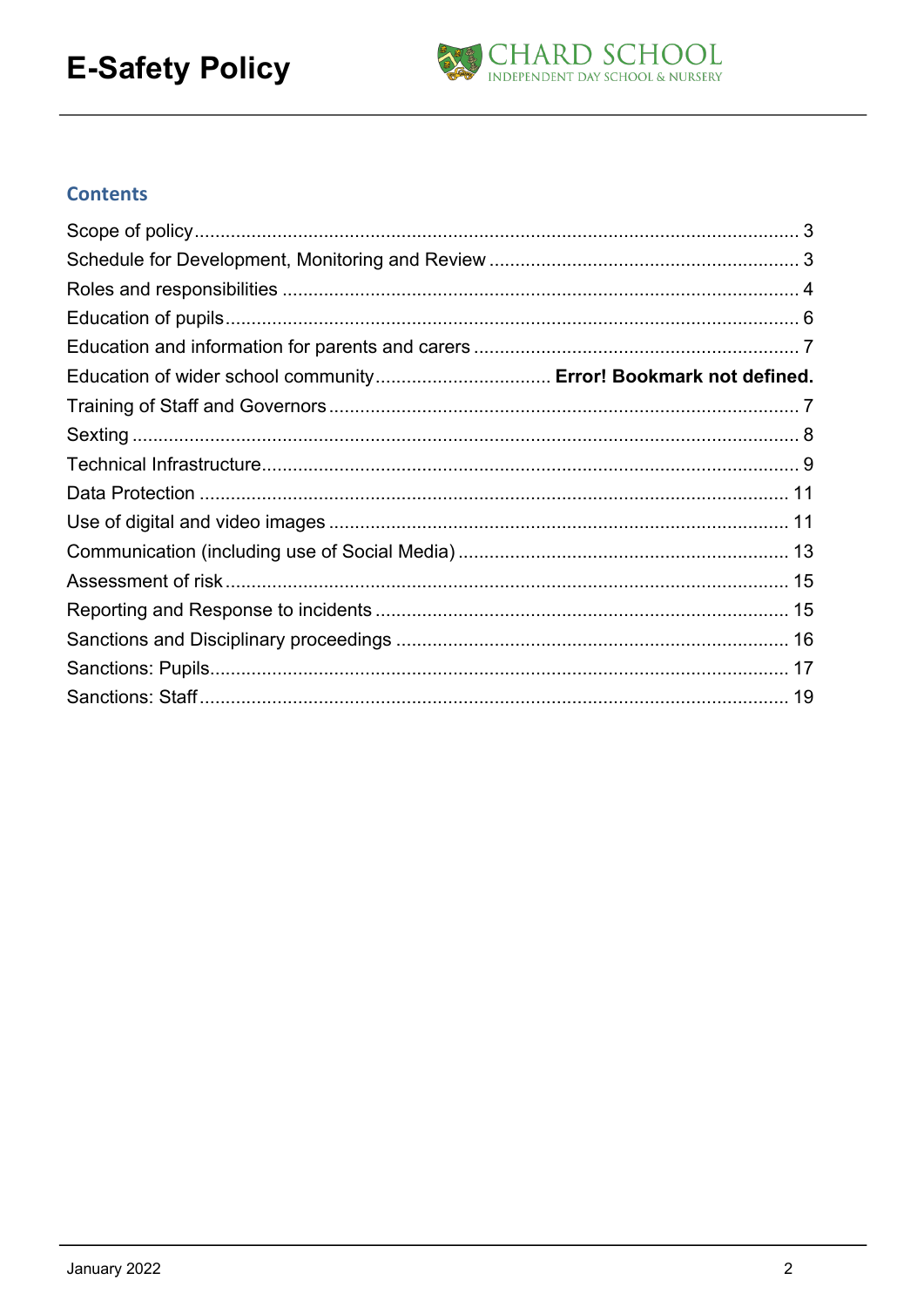## Contents

Scope of policy .......... 3
Schedule for Development, Monitoring and Review .......... 3
Roles and responsibilities .......... 4
Education of pupils .......... 6
Education and information for parents and carers .......... 7
Education of wider school community .......... **Error! Bookmark not defined.**
Training of Staff and Governors .......... 7
Sexting .......... 8
Technical Infrastructure .......... 9
Data Protection .......... 11
Use of digital and video images .......... 11
Communication (including use of Social Media) .......... 13
Assessment of risk .......... 15
Reporting and Response to incidents .......... 15
Sanctions and Disciplinary proceedings .......... 16
Sanctions: Pupils .......... 17
Sanctions: Staff .......... 19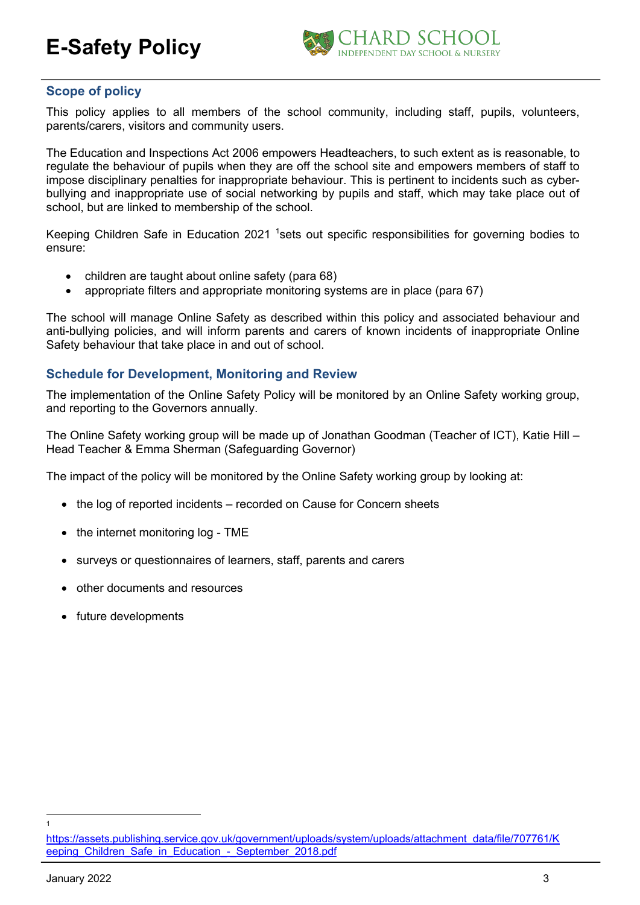## Scope of policy

This policy applies to all members of the school community, including staff, pupils, volunteers, parents/carers, visitors and community users.

The Education and Inspections Act 2006 empowers Headteachers, to such extent as is reasonable, to regulate the behaviour of pupils when they are off the school site and empowers members of staff to impose disciplinary penalties for inappropriate behaviour. This is pertinent to incidents such as cyber-bullying and inappropriate use of social networking by pupils and staff, which may take place out of school, but are linked to membership of the school.

Keeping Children Safe in Education 2021 [1]sets out specific responsibilities for governing bodies to ensure:

- children are taught about online safety (para 68)
- appropriate filters and appropriate monitoring systems are in place (para 67)

The school will manage Online Safety as described within this policy and associated behaviour and anti-bullying policies, and will inform parents and carers of known incidents of inappropriate Online Safety behaviour that take place in and out of school.

## Schedule for Development, Monitoring and Review

The implementation of the Online Safety Policy will be monitored by an Online Safety working group, and reporting to the Governors annually.

The Online Safety working group will be made up of Jonathan Goodman (Teacher of ICT), Katie Hill – Head Teacher & Emma Sherman (Safeguarding Governor)

The impact of the policy will be monitored by the Online Safety working group by looking at:

- the log of reported incidents – recorded on Cause for Concern sheets
- the internet monitoring log - TME
- surveys or questionnaires of learners, staff, parents and carers
- other documents and resources
- future developments

---

[1] https://assets.publishing.service.gov.uk/government/uploads/system/uploads/attachment_data/file/707761/Keeping_Children_Safe_in_Education_-_September_2018.pdf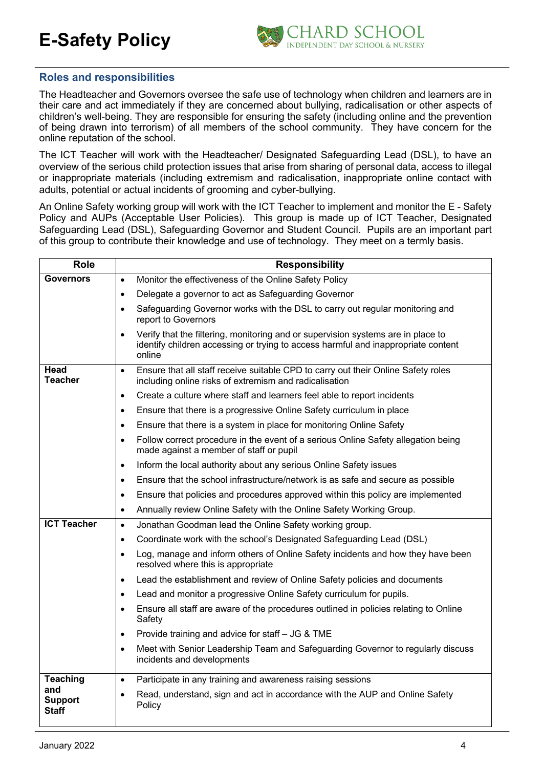## Roles and responsibilities

The Headteacher and Governors oversee the safe use of technology when children and learners are in their care and act immediately if they are concerned about bullying, radicalisation or other aspects of children's well-being. They are responsible for ensuring the safety (including online and the prevention of being drawn into terrorism) of all members of the school community. They have concern for the online reputation of the school.

The ICT Teacher will work with the Headteacher/ Designated Safeguarding Lead (DSL), to have an overview of the serious child protection issues that arise from sharing of personal data, access to illegal or inappropriate materials (including extremism and radicalisation, inappropriate online contact with adults, potential or actual incidents of grooming and cyber-bullying.

An Online Safety working group will work with the ICT Teacher to implement and monitor the E - Safety Policy and AUPs (Acceptable User Policies). This group is made up of ICT Teacher, Designated Safeguarding Lead (DSL), Safeguarding Governor and Student Council. Pupils are an important part of this group to contribute their knowledge and use of technology. They meet on a termly basis.

| Role | Responsibility |
|---|---|
| **Governors** | • Monitor the effectiveness of the Online Safety Policy<br>• Delegate a governor to act as Safeguarding Governor<br>• Safeguarding Governor works with the DSL to carry out regular monitoring and report to Governors<br>• Verify that the filtering, monitoring and or supervision systems are in place to identify children accessing or trying to access harmful and inappropriate content online |
| **Head Teacher** | • Ensure that all staff receive suitable CPD to carry out their Online Safety roles including online risks of extremism and radicalisation<br>• Create a culture where staff and learners feel able to report incidents<br>• Ensure that there is a progressive Online Safety curriculum in place<br>• Ensure that there is a system in place for monitoring Online Safety<br>• Follow correct procedure in the event of a serious Online Safety allegation being made against a member of staff or pupil<br>• Inform the local authority about any serious Online Safety issues<br>• Ensure that the school infrastructure/network is as safe and secure as possible<br>• Ensure that policies and procedures approved within this policy are implemented<br>• Annually review Online Safety with the Online Safety Working Group. |
| **ICT Teacher** | • Jonathan Goodman lead the Online Safety working group.<br>• Coordinate work with the school's Designated Safeguarding Lead (DSL)<br>• Log, manage and inform others of Online Safety incidents and how they have been resolved where this is appropriate<br>• Lead the establishment and review of Online Safety policies and documents<br>• Lead and monitor a progressive Online Safety curriculum for pupils.<br>• Ensure all staff are aware of the procedures outlined in policies relating to Online Safety<br>• Provide training and advice for staff – JG & TME<br>• Meet with Senior Leadership Team and Safeguarding Governor to regularly discuss incidents and developments |
| **Teaching and Support Staff** | • Participate in any training and awareness raising sessions<br>• Read, understand, sign and act in accordance with the AUP and Online Safety Policy |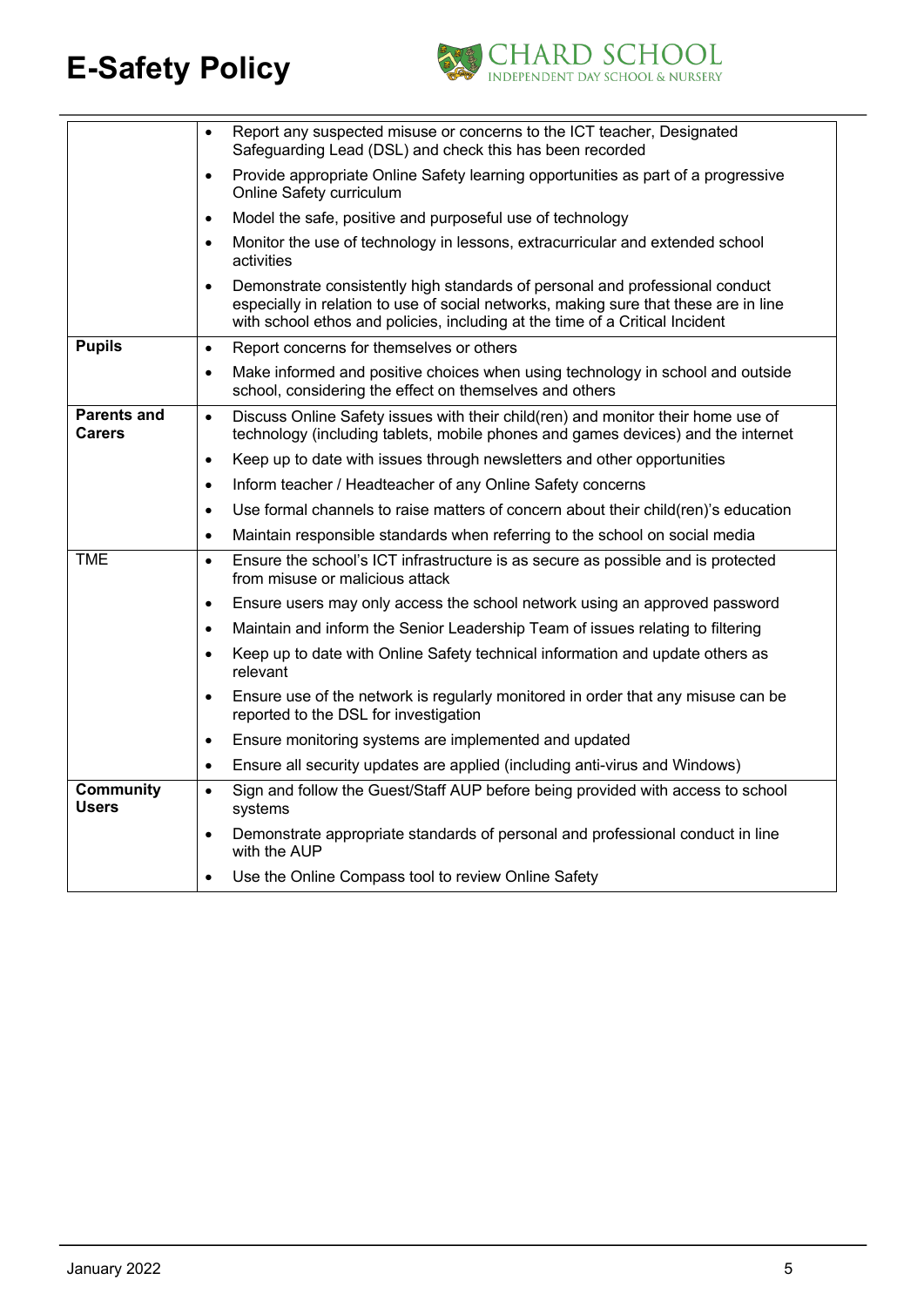| | |
|---|---|
| | • Report any suspected misuse or concerns to the ICT teacher, Designated Safeguarding Lead (DSL) and check this has been recorded<br>• Provide appropriate Online Safety learning opportunities as part of a progressive Online Safety curriculum<br>• Model the safe, positive and purposeful use of technology<br>• Monitor the use of technology in lessons, extracurricular and extended school activities<br>• Demonstrate consistently high standards of personal and professional conduct especially in relation to use of social networks, making sure that these are in line with school ethos and policies, including at the time of a Critical Incident |
| **Pupils** | • Report concerns for themselves or others<br>• Make informed and positive choices when using technology in school and outside school, considering the effect on themselves and others |
| **Parents and Carers** | • Discuss Online Safety issues with their child(ren) and monitor their home use of technology (including tablets, mobile phones and games devices) and the internet<br>• Keep up to date with issues through newsletters and other opportunities<br>• Inform teacher / Headteacher of any Online Safety concerns<br>• Use formal channels to raise matters of concern about their child(ren)'s education<br>• Maintain responsible standards when referring to the school on social media |
| TME | • Ensure the school's ICT infrastructure is as secure as possible and is protected from misuse or malicious attack<br>• Ensure users may only access the school network using an approved password<br>• Maintain and inform the Senior Leadership Team of issues relating to filtering<br>• Keep up to date with Online Safety technical information and update others as relevant<br>• Ensure use of the network is regularly monitored in order that any misuse can be reported to the DSL for investigation<br>• Ensure monitoring systems are implemented and updated<br>• Ensure all security updates are applied (including anti-virus and Windows) |
| **Community Users** | • Sign and follow the Guest/Staff AUP before being provided with access to school systems<br>• Demonstrate appropriate standards of personal and professional conduct in line with the AUP<br>• Use the Online Compass tool to review Online Safety |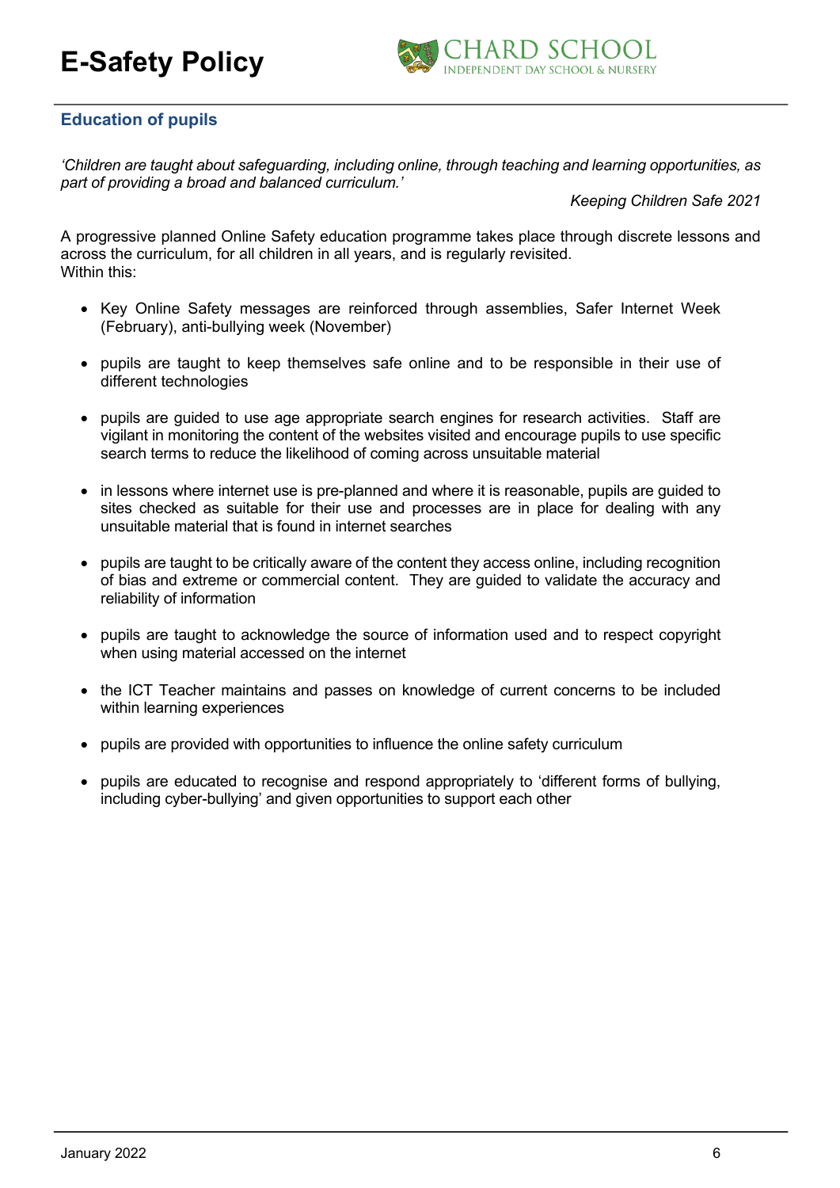## Education of pupils

*'Children are taught about safeguarding, including online, through teaching and learning opportunities, as part of providing a broad and balanced curriculum.'*

*Keeping Children Safe 2021*

A progressive planned Online Safety education programme takes place through discrete lessons and across the curriculum, for all children in all years, and is regularly revisited.
Within this:

- Key Online Safety messages are reinforced through assemblies, Safer Internet Week (February), anti-bullying week (November)
- pupils are taught to keep themselves safe online and to be responsible in their use of different technologies
- pupils are guided to use age appropriate search engines for research activities. Staff are vigilant in monitoring the content of the websites visited and encourage pupils to use specific search terms to reduce the likelihood of coming across unsuitable material
- in lessons where internet use is pre-planned and where it is reasonable, pupils are guided to sites checked as suitable for their use and processes are in place for dealing with any unsuitable material that is found in internet searches
- pupils are taught to be critically aware of the content they access online, including recognition of bias and extreme or commercial content. They are guided to validate the accuracy and reliability of information
- pupils are taught to acknowledge the source of information used and to respect copyright when using material accessed on the internet
- the ICT Teacher maintains and passes on knowledge of current concerns to be included within learning experiences
- pupils are provided with opportunities to influence the online safety curriculum
- pupils are educated to recognise and respond appropriately to 'different forms of bullying, including cyber-bullying' and given opportunities to support each other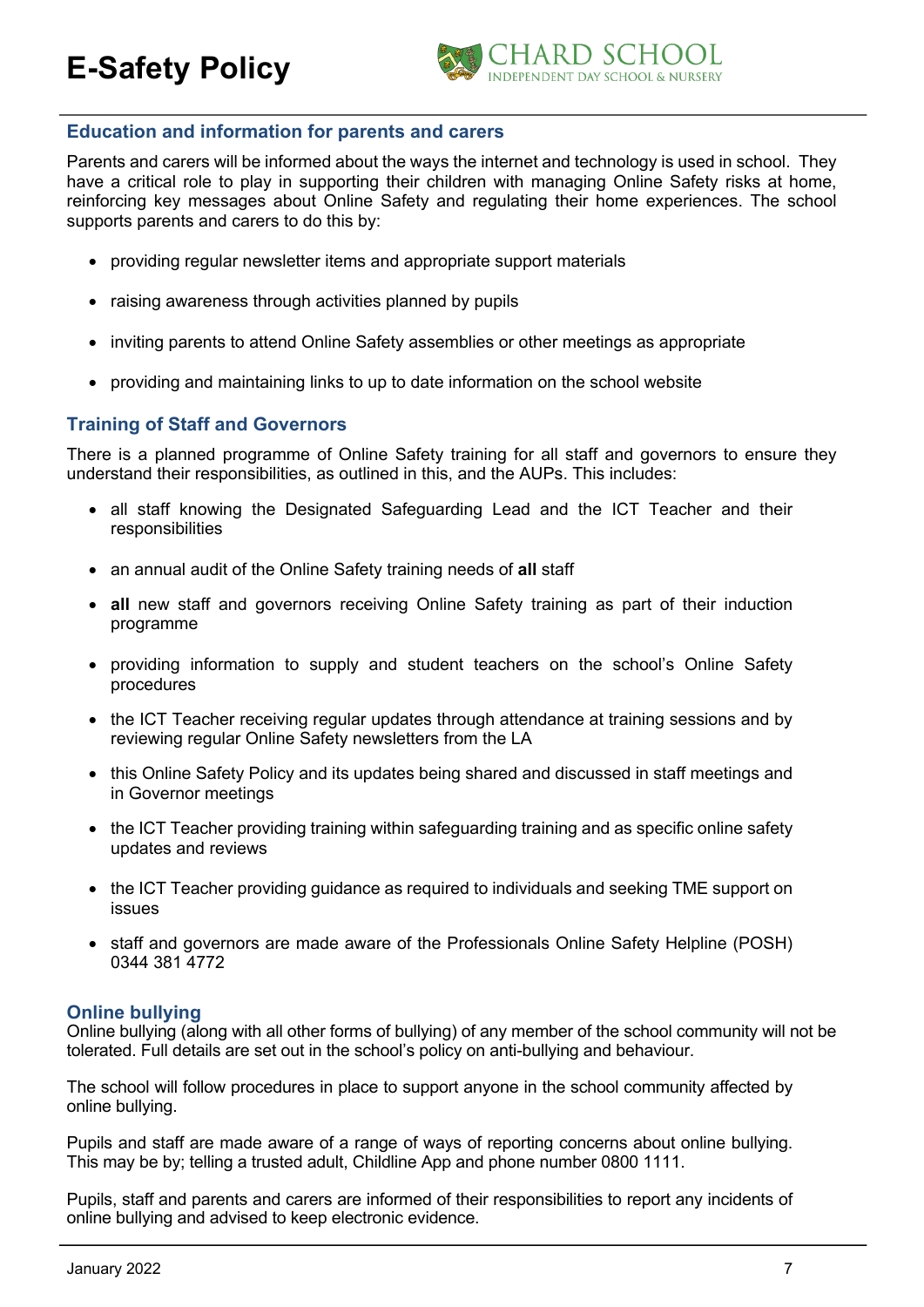## Education and information for parents and carers

Parents and carers will be informed about the ways the internet and technology is used in school. They have a critical role to play in supporting their children with managing Online Safety risks at home, reinforcing key messages about Online Safety and regulating their home experiences. The school supports parents and carers to do this by:

- providing regular newsletter items and appropriate support materials
- raising awareness through activities planned by pupils
- inviting parents to attend Online Safety assemblies or other meetings as appropriate
- providing and maintaining links to up to date information on the school website

## Training of Staff and Governors

There is a planned programme of Online Safety training for all staff and governors to ensure they understand their responsibilities, as outlined in this, and the AUPs. This includes:

- all staff knowing the Designated Safeguarding Lead and the ICT Teacher and their responsibilities
- an annual audit of the Online Safety training needs of **all** staff
- **all** new staff and governors receiving Online Safety training as part of their induction programme
- providing information to supply and student teachers on the school's Online Safety procedures
- the ICT Teacher receiving regular updates through attendance at training sessions and by reviewing regular Online Safety newsletters from the LA
- this Online Safety Policy and its updates being shared and discussed in staff meetings and in Governor meetings
- the ICT Teacher providing training within safeguarding training and as specific online safety updates and reviews
- the ICT Teacher providing guidance as required to individuals and seeking TME support on issues
- staff and governors are made aware of the Professionals Online Safety Helpline (POSH) 0344 381 4772

## Online bullying

Online bullying (along with all other forms of bullying) of any member of the school community will not be tolerated. Full details are set out in the school's policy on anti-bullying and behaviour.

The school will follow procedures in place to support anyone in the school community affected by online bullying.

Pupils and staff are made aware of a range of ways of reporting concerns about online bullying. This may be by; telling a trusted adult, Childline App and phone number 0800 1111.

Pupils, staff and parents and carers are informed of their responsibilities to report any incidents of online bullying and advised to keep electronic evidence.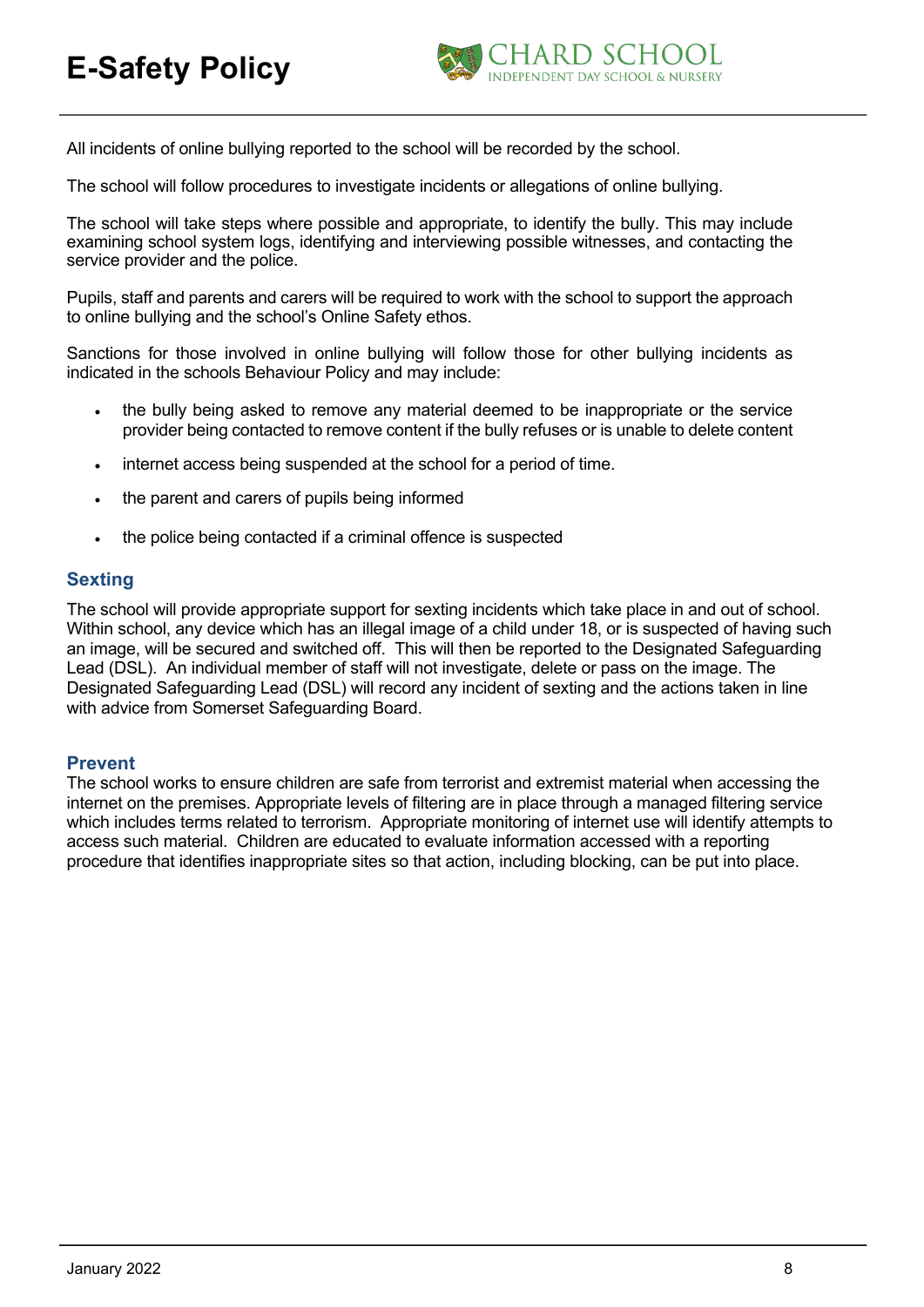All incidents of online bullying reported to the school will be recorded by the school.

The school will follow procedures to investigate incidents or allegations of online bullying.

The school will take steps where possible and appropriate, to identify the bully. This may include examining school system logs, identifying and interviewing possible witnesses, and contacting the service provider and the police.

Pupils, staff and parents and carers will be required to work with the school to support the approach to online bullying and the school's Online Safety ethos.

Sanctions for those involved in online bullying will follow those for other bullying incidents as indicated in the schools Behaviour Policy and may include:

- the bully being asked to remove any material deemed to be inappropriate or the service provider being contacted to remove content if the bully refuses or is unable to delete content
- internet access being suspended at the school for a period of time.
- the parent and carers of pupils being informed
- the police being contacted if a criminal offence is suspected

## Sexting

The school will provide appropriate support for sexting incidents which take place in and out of school. Within school, any device which has an illegal image of a child under 18, or is suspected of having such an image, will be secured and switched off. This will then be reported to the Designated Safeguarding Lead (DSL). An individual member of staff will not investigate, delete or pass on the image. The Designated Safeguarding Lead (DSL) will record any incident of sexting and the actions taken in line with advice from Somerset Safeguarding Board.

## Prevent

The school works to ensure children are safe from terrorist and extremist material when accessing the internet on the premises. Appropriate levels of filtering are in place through a managed filtering service which includes terms related to terrorism. Appropriate monitoring of internet use will identify attempts to access such material. Children are educated to evaluate information accessed with a reporting procedure that identifies inappropriate sites so that action, including blocking, can be put into place.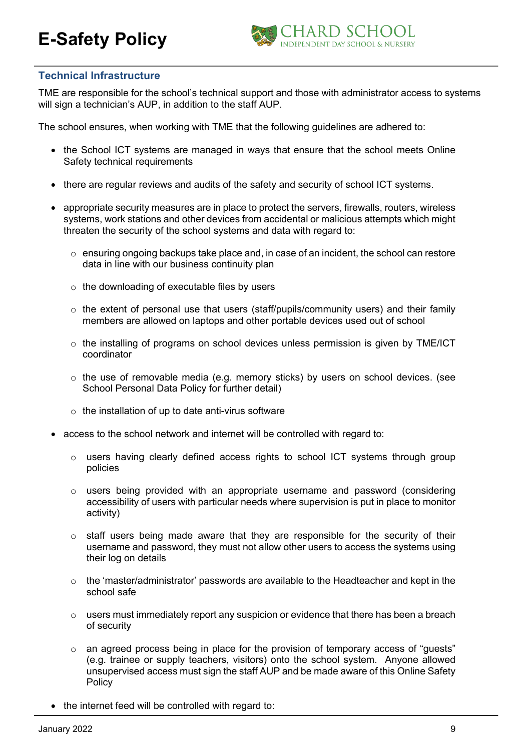## Technical Infrastructure

TME are responsible for the school's technical support and those with administrator access to systems will sign a technician's AUP, in addition to the staff AUP.

The school ensures, when working with TME that the following guidelines are adhered to:

- the School ICT systems are managed in ways that ensure that the school meets Online Safety technical requirements
- there are regular reviews and audits of the safety and security of school ICT systems.
- appropriate security measures are in place to protect the servers, firewalls, routers, wireless systems, work stations and other devices from accidental or malicious attempts which might threaten the security of the school systems and data with regard to:
    - ensuring ongoing backups take place and, in case of an incident, the school can restore data in line with our business continuity plan
    - the downloading of executable files by users
    - the extent of personal use that users (staff/pupils/community users) and their family members are allowed on laptops and other portable devices used out of school
    - the installing of programs on school devices unless permission is given by TME/ICT coordinator
    - the use of removable media (e.g. memory sticks) by users on school devices. (see School Personal Data Policy for further detail)
    - the installation of up to date anti-virus software
- access to the school network and internet will be controlled with regard to:
    - users having clearly defined access rights to school ICT systems through group policies
    - users being provided with an appropriate username and password (considering accessibility of users with particular needs where supervision is put in place to monitor activity)
    - staff users being made aware that they are responsible for the security of their username and password, they must not allow other users to access the systems using their log on details
    - the 'master/administrator' passwords are available to the Headteacher and kept in the school safe
    - users must immediately report any suspicion or evidence that there has been a breach of security
    - an agreed process being in place for the provision of temporary access of "guests" (e.g. trainee or supply teachers, visitors) onto the school system. Anyone allowed unsupervised access must sign the staff AUP and be made aware of this Online Safety Policy
- the internet feed will be controlled with regard to: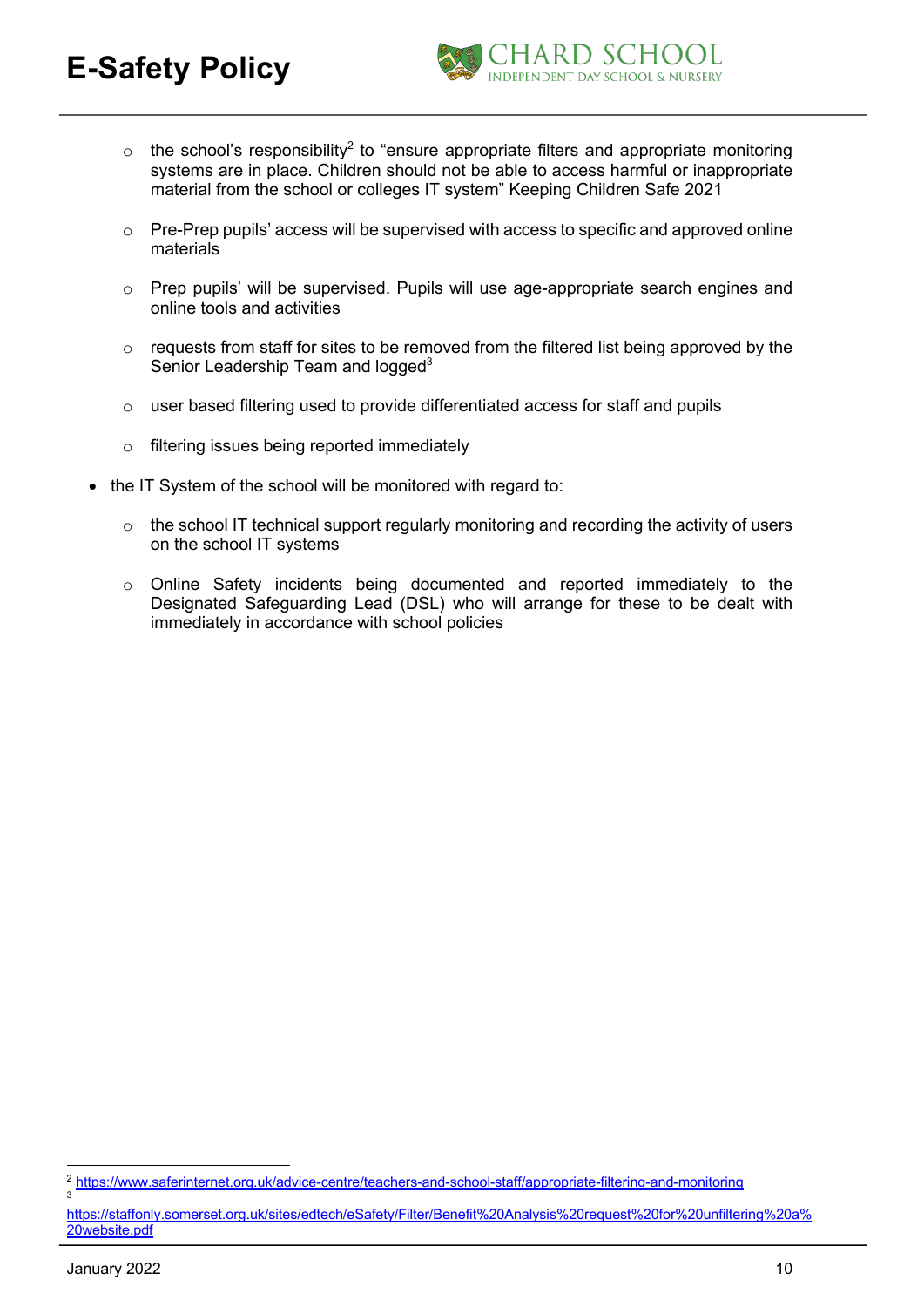- the school's responsibility[2] to "ensure appropriate filters and appropriate monitoring systems are in place. Children should not be able to access harmful or inappropriate material from the school or colleges IT system" Keeping Children Safe 2021
  - Pre-Prep pupils' access will be supervised with access to specific and approved online materials
  - Prep pupils' will be supervised. Pupils will use age-appropriate search engines and online tools and activities
  - requests from staff for sites to be removed from the filtered list being approved by the Senior Leadership Team and logged[3]
  - user based filtering used to provide differentiated access for staff and pupils
  - filtering issues being reported immediately
- the IT System of the school will be monitored with regard to:
  - the school IT technical support regularly monitoring and recording the activity of users on the school IT systems
  - Online Safety incidents being documented and reported immediately to the Designated Safeguarding Lead (DSL) who will arrange for these to be dealt with immediately in accordance with school policies

---

[2] https://www.saferinternet.org.uk/advice-centre/teachers-and-school-staff/appropriate-filtering-and-monitoring

[3] https://staffonly.somerset.org.uk/sites/edtech/eSafety/Filter/Benefit%20Analysis%20request%20for%20unfiltering%20a%20website.pdf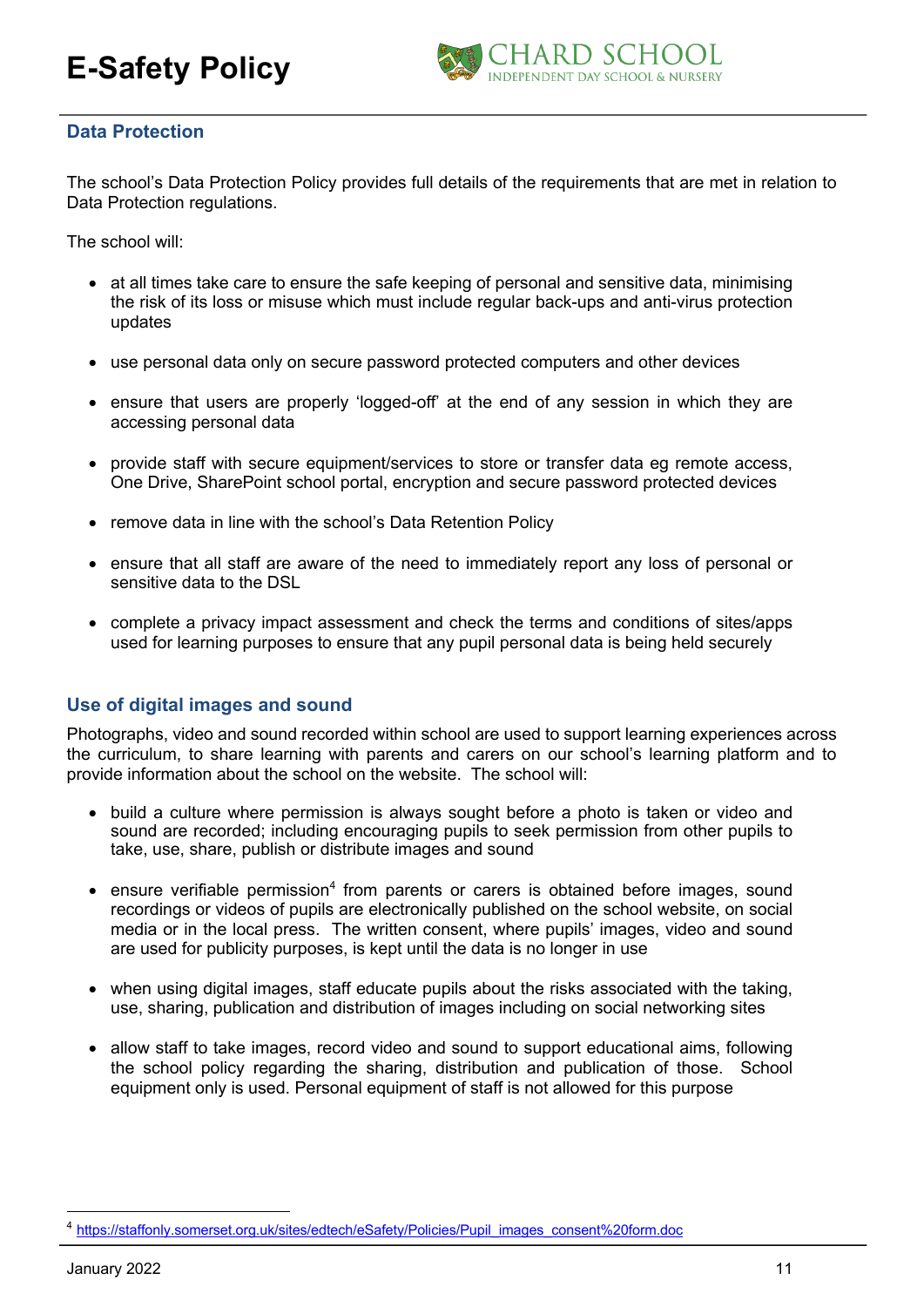## Data Protection

The school's Data Protection Policy provides full details of the requirements that are met in relation to Data Protection regulations.

The school will:

- at all times take care to ensure the safe keeping of personal and sensitive data, minimising the risk of its loss or misuse which must include regular back-ups and anti-virus protection updates
- use personal data only on secure password protected computers and other devices
- ensure that users are properly 'logged-off' at the end of any session in which they are accessing personal data
- provide staff with secure equipment/services to store or transfer data eg remote access, One Drive, SharePoint school portal, encryption and secure password protected devices
- remove data in line with the school's Data Retention Policy
- ensure that all staff are aware of the need to immediately report any loss of personal or sensitive data to the DSL
- complete a privacy impact assessment and check the terms and conditions of sites/apps used for learning purposes to ensure that any pupil personal data is being held securely

## Use of digital images and sound

Photographs, video and sound recorded within school are used to support learning experiences across the curriculum, to share learning with parents and carers on our school's learning platform and to provide information about the school on the website. The school will:

- build a culture where permission is always sought before a photo is taken or video and sound are recorded; including encouraging pupils to seek permission from other pupils to take, use, share, publish or distribute images and sound
- ensure verifiable permission[4] from parents or carers is obtained before images, sound recordings or videos of pupils are electronically published on the school website, on social media or in the local press. The written consent, where pupils' images, video and sound are used for publicity purposes, is kept until the data is no longer in use
- when using digital images, staff educate pupils about the risks associated with the taking, use, sharing, publication and distribution of images including on social networking sites
- allow staff to take images, record video and sound to support educational aims, following the school policy regarding the sharing, distribution and publication of those. School equipment only is used. Personal equipment of staff is not allowed for this purpose

[4] https://staffonly.somerset.org.uk/sites/edtech/eSafety/Policies/Pupil_images_consent%20form.doc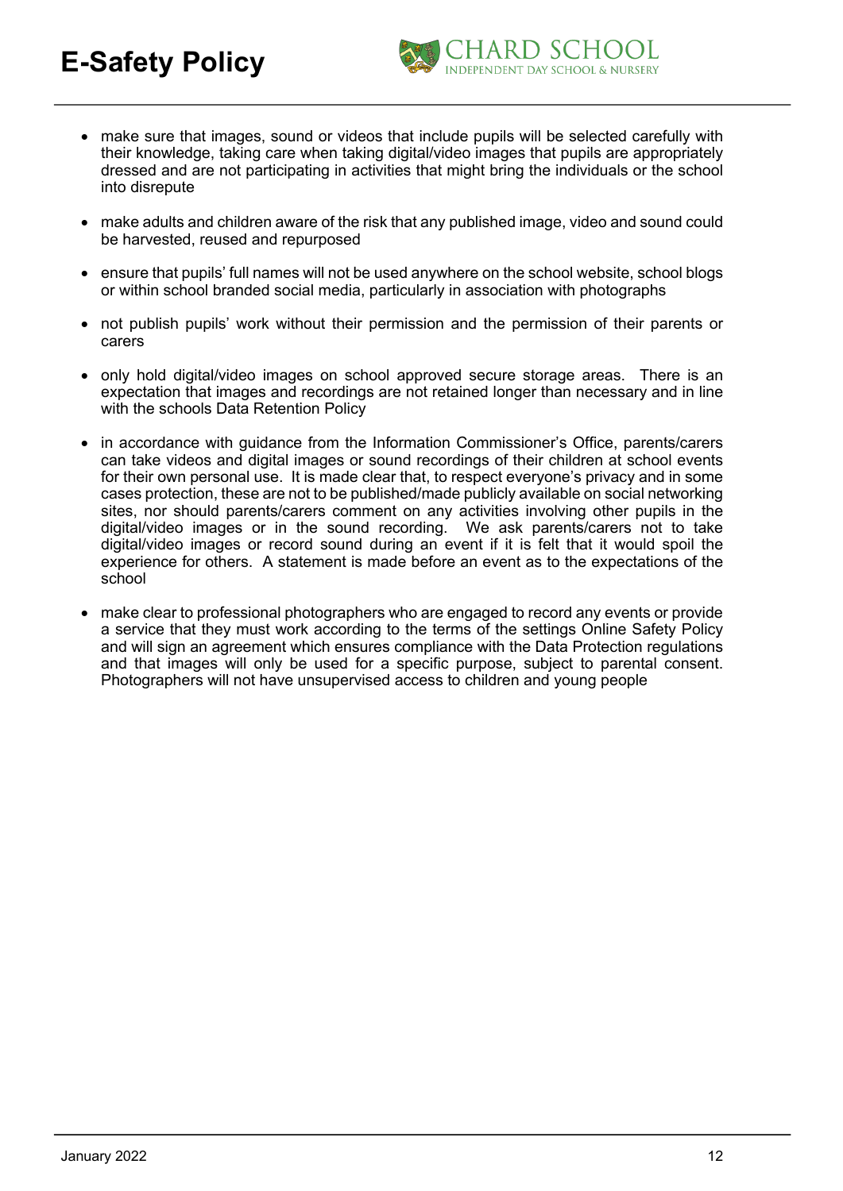- make sure that images, sound or videos that include pupils will be selected carefully with their knowledge, taking care when taking digital/video images that pupils are appropriately dressed and are not participating in activities that might bring the individuals or the school into disrepute

- make adults and children aware of the risk that any published image, video and sound could be harvested, reused and repurposed

- ensure that pupils' full names will not be used anywhere on the school website, school blogs or within school branded social media, particularly in association with photographs

- not publish pupils' work without their permission and the permission of their parents or carers

- only hold digital/video images on school approved secure storage areas. There is an expectation that images and recordings are not retained longer than necessary and in line with the schools Data Retention Policy

- in accordance with guidance from the Information Commissioner's Office, parents/carers can take videos and digital images or sound recordings of their children at school events for their own personal use. It is made clear that, to respect everyone's privacy and in some cases protection, these are not to be published/made publicly available on social networking sites, nor should parents/carers comment on any activities involving other pupils in the digital/video images or in the sound recording. We ask parents/carers not to take digital/video images or record sound during an event if it is felt that it would spoil the experience for others. A statement is made before an event as to the expectations of the school

- make clear to professional photographers who are engaged to record any events or provide a service that they must work according to the terms of the settings Online Safety Policy and will sign an agreement which ensures compliance with the Data Protection regulations and that images will only be used for a specific purpose, subject to parental consent. Photographers will not have unsupervised access to children and young people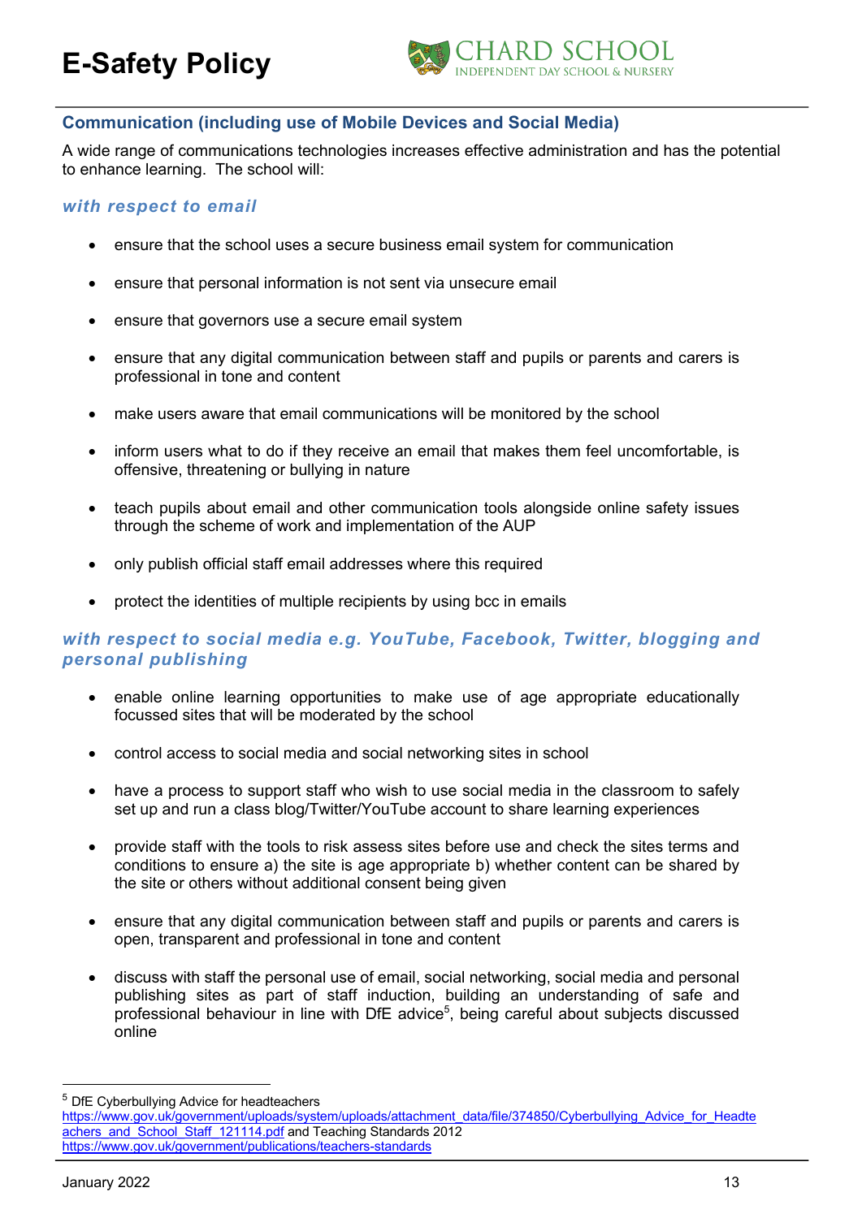## Communication (including use of Mobile Devices and Social Media)

A wide range of communications technologies increases effective administration and has the potential to enhance learning. The school will:

### *with respect to email*

- ensure that the school uses a secure business email system for communication
- ensure that personal information is not sent via unsecure email
- ensure that governors use a secure email system
- ensure that any digital communication between staff and pupils or parents and carers is professional in tone and content
- make users aware that email communications will be monitored by the school
- inform users what to do if they receive an email that makes them feel uncomfortable, is offensive, threatening or bullying in nature
- teach pupils about email and other communication tools alongside online safety issues through the scheme of work and implementation of the AUP
- only publish official staff email addresses where this required
- protect the identities of multiple recipients by using bcc in emails

### *with respect to social media e.g. YouTube, Facebook, Twitter, blogging and personal publishing*

- enable online learning opportunities to make use of age appropriate educationally focussed sites that will be moderated by the school
- control access to social media and social networking sites in school
- have a process to support staff who wish to use social media in the classroom to safely set up and run a class blog/Twitter/YouTube account to share learning experiences
- provide staff with the tools to risk assess sites before use and check the sites terms and conditions to ensure a) the site is age appropriate b) whether content can be shared by the site or others without additional consent being given
- ensure that any digital communication between staff and pupils or parents and carers is open, transparent and professional in tone and content
- discuss with staff the personal use of email, social networking, social media and personal publishing sites as part of staff induction, building an understanding of safe and professional behaviour in line with DfE advice[5], being careful about subjects discussed online

---

[5] DfE Cyberbullying Advice for headteachers https://www.gov.uk/government/uploads/system/uploads/attachment_data/file/374850/Cyberbullying_Advice_for_Headteachers_and_School_Staff_121114.pdf and Teaching Standards 2012 https://www.gov.uk/government/publications/teachers-standards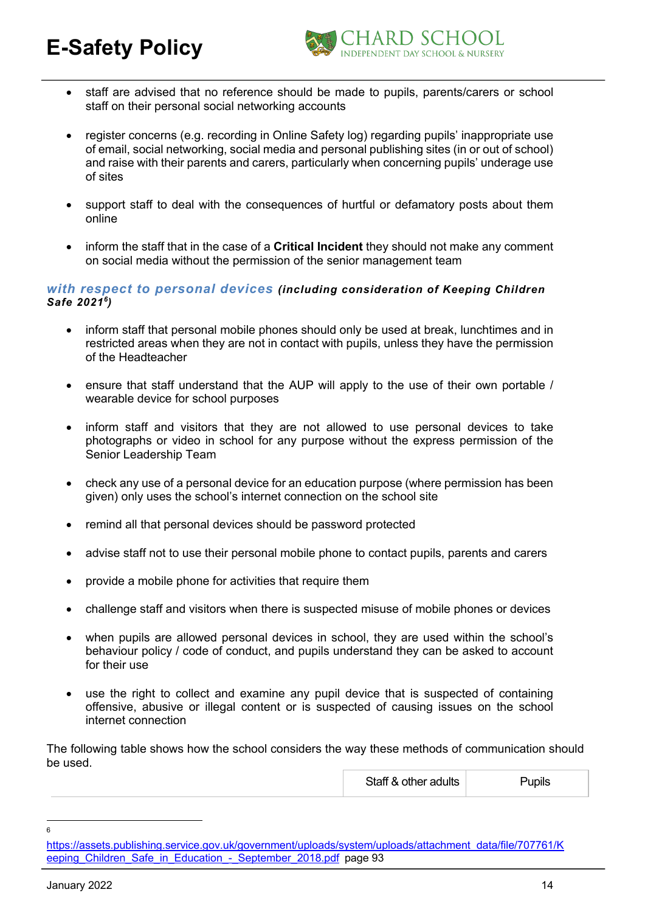- staff are advised that no reference should be made to pupils, parents/carers or school staff on their personal social networking accounts
- register concerns (e.g. recording in Online Safety log) regarding pupils' inappropriate use of email, social networking, social media and personal publishing sites (in or out of school) and raise with their parents and carers, particularly when concerning pupils' underage use of sites
- support staff to deal with the consequences of hurtful or defamatory posts about them online
- inform the staff that in the case of a **Critical Incident** they should not make any comment on social media without the permission of the senior management team

***with respect to personal devices*** ***(including consideration of Keeping Children Safe 2021[6])***

- inform staff that personal mobile phones should only be used at break, lunchtimes and in restricted areas when they are not in contact with pupils, unless they have the permission of the Headteacher
- ensure that staff understand that the AUP will apply to the use of their own portable / wearable device for school purposes
- inform staff and visitors that they are not allowed to use personal devices to take photographs or video in school for any purpose without the express permission of the Senior Leadership Team
- check any use of a personal device for an education purpose (where permission has been given) only uses the school's internet connection on the school site
- remind all that personal devices should be password protected
- advise staff not to use their personal mobile phone to contact pupils, parents and carers
- provide a mobile phone for activities that require them
- challenge staff and visitors when there is suspected misuse of mobile phones or devices
- when pupils are allowed personal devices in school, they are used within the school's behaviour policy / code of conduct, and pupils understand they can be asked to account for their use
- use the right to collect and examine any pupil device that is suspected of containing offensive, abusive or illegal content or is suspected of causing issues on the school internet connection

The following table shows how the school considers the way these methods of communication should be used.

| | Staff & other adults | Pupils |
|---|---|---|

[6] https://assets.publishing.service.gov.uk/government/uploads/system/uploads/attachment_data/file/707761/Keeping_Children_Safe_in_Education_-_September_2018.pdf page 93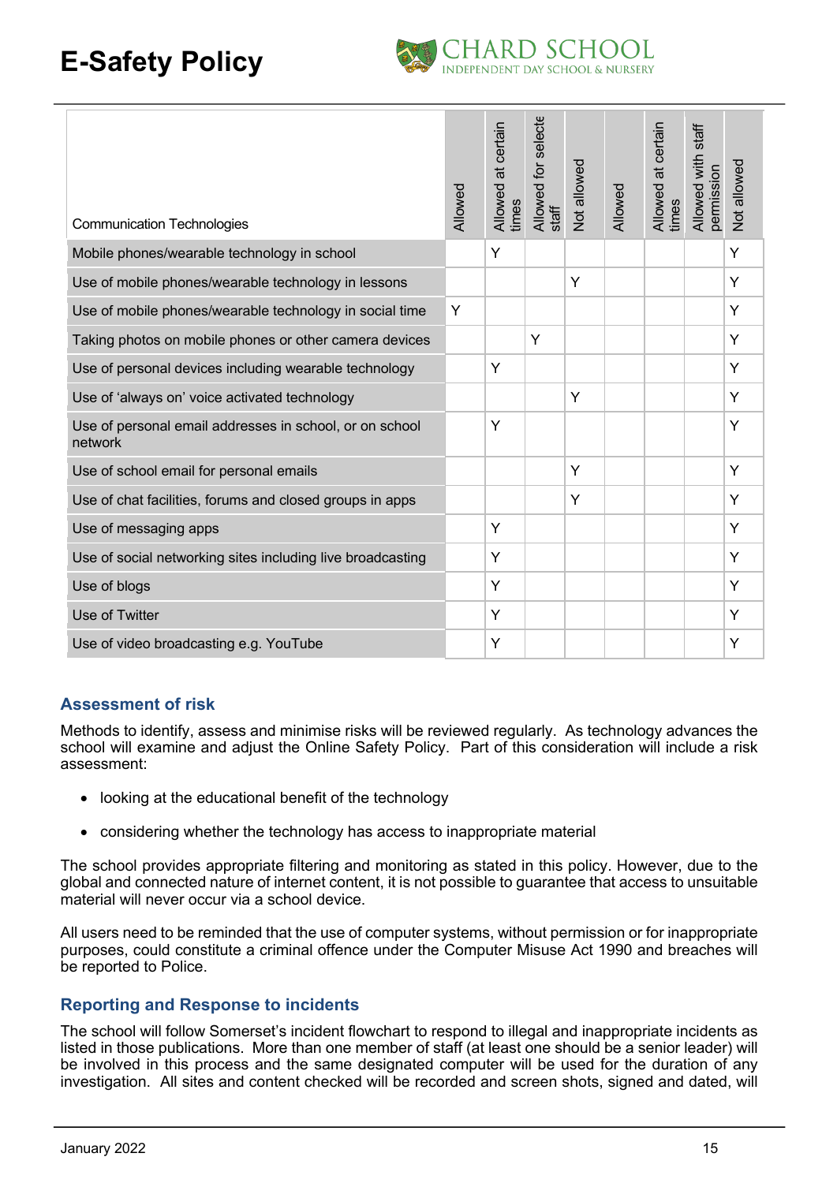| Communication Technologies | Allowed | Allowed at certain times | Allowed for selected staff | Not allowed | Allowed | Allowed at certain times | Allowed with staff permission | Not allowed |
|---|---|---|---|---|---|---|---|---|
| Mobile phones/wearable technology in school | | Y | | | | | | Y |
| Use of mobile phones/wearable technology in lessons | | | | Y | | | | Y |
| Use of mobile phones/wearable technology in social time | Y | | | | | | | Y |
| Taking photos on mobile phones or other camera devices | | | Y | | | | | Y |
| Use of personal devices including wearable technology | | Y | | | | | | Y |
| Use of 'always on' voice activated technology | | | | Y | | | | Y |
| Use of personal email addresses in school, or on school network | | Y | | | | | | Y |
| Use of school email for personal emails | | | | Y | | | | Y |
| Use of chat facilities, forums and closed groups in apps | | | | Y | | | | Y |
| Use of messaging apps | | Y | | | | | | Y |
| Use of social networking sites including live broadcasting | | Y | | | | | | Y |
| Use of blogs | | Y | | | | | | Y |
| Use of Twitter | | Y | | | | | | Y |
| Use of video broadcasting e.g. YouTube | | Y | | | | | | Y |

## Assessment of risk

Methods to identify, assess and minimise risks will be reviewed regularly. As technology advances the school will examine and adjust the Online Safety Policy. Part of this consideration will include a risk assessment:

- looking at the educational benefit of the technology
- considering whether the technology has access to inappropriate material

The school provides appropriate filtering and monitoring as stated in this policy. However, due to the global and connected nature of internet content, it is not possible to guarantee that access to unsuitable material will never occur via a school device.

All users need to be reminded that the use of computer systems, without permission or for inappropriate purposes, could constitute a criminal offence under the Computer Misuse Act 1990 and breaches will be reported to Police.

## Reporting and Response to incidents

The school will follow Somerset's incident flowchart to respond to illegal and inappropriate incidents as listed in those publications. More than one member of staff (at least one should be a senior leader) will be involved in this process and the same designated computer will be used for the duration of any investigation. All sites and content checked will be recorded and screen shots, signed and dated, will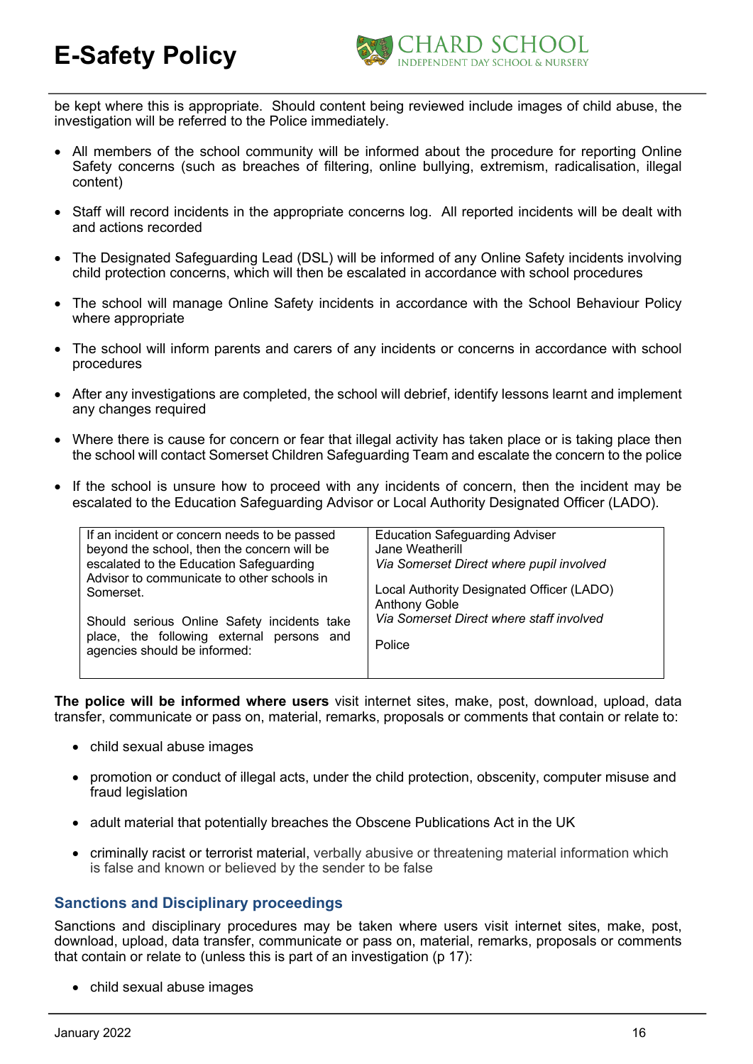be kept where this is appropriate. Should content being reviewed include images of child abuse, the investigation will be referred to the Police immediately.

- All members of the school community will be informed about the procedure for reporting Online Safety concerns (such as breaches of filtering, online bullying, extremism, radicalisation, illegal content)
- Staff will record incidents in the appropriate concerns log. All reported incidents will be dealt with and actions recorded
- The Designated Safeguarding Lead (DSL) will be informed of any Online Safety incidents involving child protection concerns, which will then be escalated in accordance with school procedures
- The school will manage Online Safety incidents in accordance with the School Behaviour Policy where appropriate
- The school will inform parents and carers of any incidents or concerns in accordance with school procedures
- After any investigations are completed, the school will debrief, identify lessons learnt and implement any changes required
- Where there is cause for concern or fear that illegal activity has taken place or is taking place then the school will contact Somerset Children Safeguarding Team and escalate the concern to the police
- If the school is unsure how to proceed with any incidents of concern, then the incident may be escalated to the Education Safeguarding Advisor or Local Authority Designated Officer (LADO).

| | |
|---|---|
| If an incident or concern needs to be passed beyond the school, then the concern will be escalated to the Education Safeguarding Advisor to communicate to other schools in Somerset.<br><br>Should serious Online Safety incidents take place, the following external persons and agencies should be informed: | Education Safeguarding Adviser<br>Jane Weatherill<br>*Via Somerset Direct where pupil involved*<br><br>Local Authority Designated Officer (LADO)<br>Anthony Goble<br>*Via Somerset Direct where staff involved*<br><br>Police |

**The police will be informed where users** visit internet sites, make, post, download, upload, data transfer, communicate or pass on, material, remarks, proposals or comments that contain or relate to:

- child sexual abuse images
- promotion or conduct of illegal acts, under the child protection, obscenity, computer misuse and fraud legislation
- adult material that potentially breaches the Obscene Publications Act in the UK
- criminally racist or terrorist material, verbally abusive or threatening material information which is false and known or believed by the sender to be false

## Sanctions and Disciplinary proceedings

Sanctions and disciplinary procedures may be taken where users visit internet sites, make, post, download, upload, data transfer, communicate or pass on, material, remarks, proposals or comments that contain or relate to (unless this is part of an investigation (p 17):

- child sexual abuse images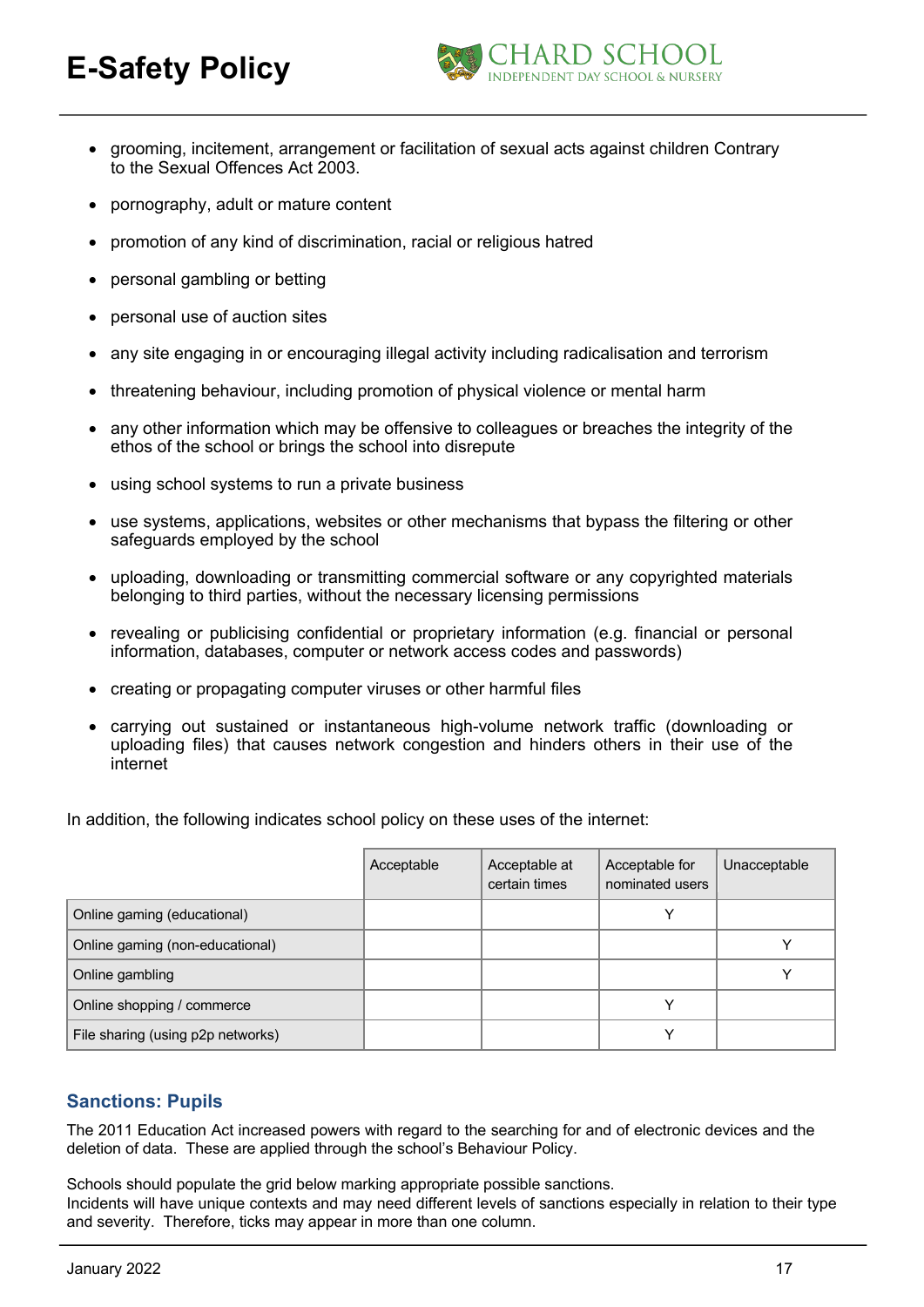- grooming, incitement, arrangement or facilitation of sexual acts against children Contrary to the Sexual Offences Act 2003.
- pornography, adult or mature content
- promotion of any kind of discrimination, racial or religious hatred
- personal gambling or betting
- personal use of auction sites
- any site engaging in or encouraging illegal activity including radicalisation and terrorism
- threatening behaviour, including promotion of physical violence or mental harm
- any other information which may be offensive to colleagues or breaches the integrity of the ethos of the school or brings the school into disrepute
- using school systems to run a private business
- use systems, applications, websites or other mechanisms that bypass the filtering or other safeguards employed by the school
- uploading, downloading or transmitting commercial software or any copyrighted materials belonging to third parties, without the necessary licensing permissions
- revealing or publicising confidential or proprietary information (e.g. financial or personal information, databases, computer or network access codes and passwords)
- creating or propagating computer viruses or other harmful files
- carrying out sustained or instantaneous high-volume network traffic (downloading or uploading files) that causes network congestion and hinders others in their use of the internet

In addition, the following indicates school policy on these uses of the internet:

| | Acceptable | Acceptable at certain times | Acceptable for nominated users | Unacceptable |
|---|---|---|---|---|
| Online gaming (educational) | | | Y | |
| Online gaming (non-educational) | | | | Y |
| Online gambling | | | | Y |
| Online shopping / commerce | | | Y | |
| File sharing (using p2p networks) | | | Y | |

## Sanctions: Pupils

The 2011 Education Act increased powers with regard to the searching for and of electronic devices and the deletion of data. These are applied through the school's Behaviour Policy.

Schools should populate the grid below marking appropriate possible sanctions.
Incidents will have unique contexts and may need different levels of sanctions especially in relation to their type and severity. Therefore, ticks may appear in more than one column.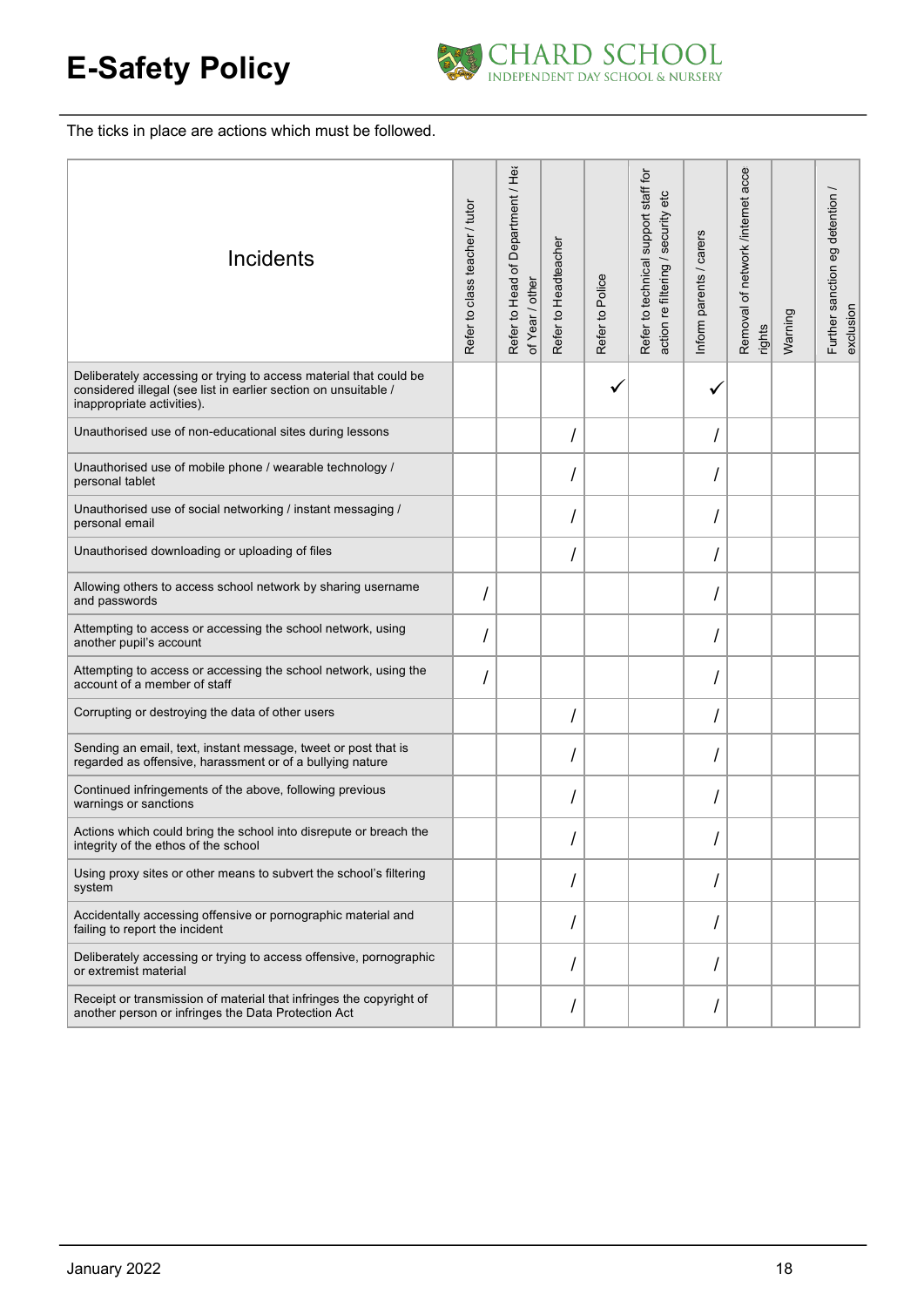The ticks in place are actions which must be followed.

| Incidents | Refer to class teacher / tutor | Refer to Head of Department / Head of Year / other | Refer to Headteacher | Refer to Police | Refer to technical support staff for action re filtering / security etc | Inform parents / carers | Removal of network /internet access rights | Warning | Further sanction eg detention / exclusion |
|---|---|---|---|---|---|---|---|---|---|
| Deliberately accessing or trying to access material that could be considered illegal (see list in earlier section on unsuitable / inappropriate activities). | | | | ✓ | | ✓ | | | |
| Unauthorised use of non-educational sites during lessons | | | / | | | / | | | |
| Unauthorised use of mobile phone / wearable technology / personal tablet | | | / | | | / | | | |
| Unauthorised use of social networking / instant messaging / personal email | | | / | | | / | | | |
| Unauthorised downloading or uploading of files | | | / | | | / | | | |
| Allowing others to access school network by sharing username and passwords | / | | | | | / | | | |
| Attempting to access or accessing the school network, using another pupil's account | / | | | | | / | | | |
| Attempting to access or accessing the school network, using the account of a member of staff | / | | | | | / | | | |
| Corrupting or destroying the data of other users | | | / | | | / | | | |
| Sending an email, text, instant message, tweet or post that is regarded as offensive, harassment or of a bullying nature | | | / | | | / | | | |
| Continued infringements of the above, following previous warnings or sanctions | | | / | | | / | | | |
| Actions which could bring the school into disrepute or breach the integrity of the ethos of the school | | | / | | | / | | | |
| Using proxy sites or other means to subvert the school's filtering system | | | / | | | / | | | |
| Accidentally accessing offensive or pornographic material and failing to report the incident | | | / | | | / | | | |
| Deliberately accessing or trying to access offensive, pornographic or extremist material | | | / | | | / | | | |
| Receipt or transmission of material that infringes the copyright of another person or infringes the Data Protection Act | | | / | | | / | | | |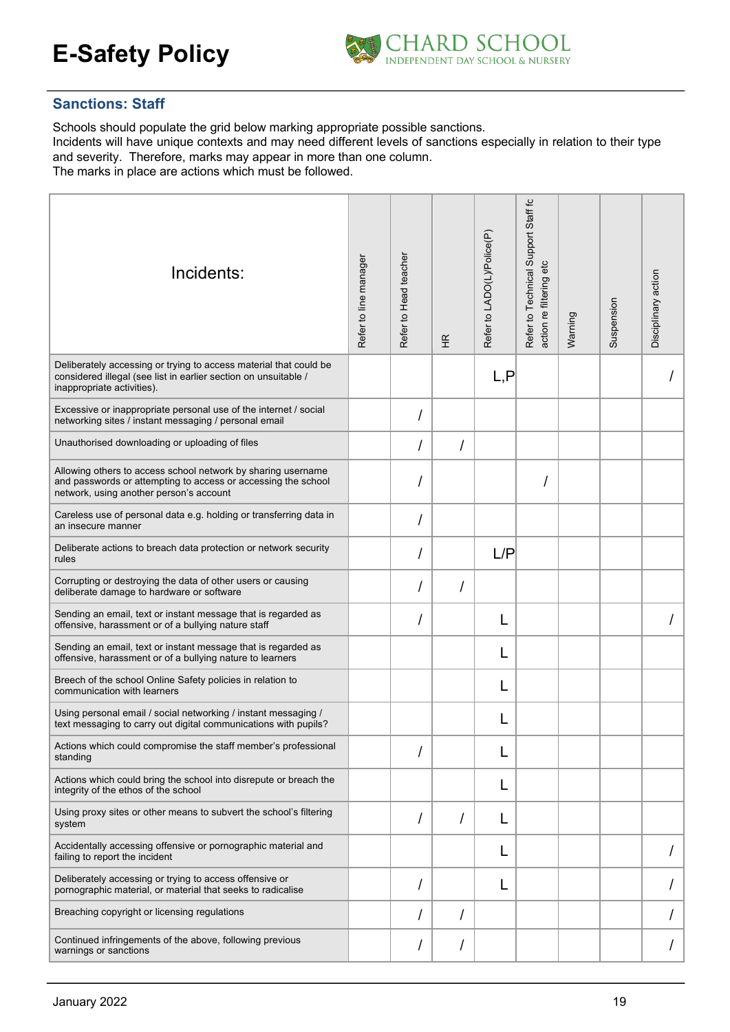# E-Safety Policy

## Sanctions: Staff

Schools should populate the grid below marking appropriate possible sanctions.
Incidents will have unique contexts and may need different levels of sanctions especially in relation to their type and severity. Therefore, marks may appear in more than one column.
The marks in place are actions which must be followed.

| Incidents: | Refer to line manager | Refer to Head teacher | HR | Refer to LADO(L)/Police(P) | Refer to Technical Support Staff fo action re filtering etc | Warning | Suspension | Disciplinary action |
|---|---|---|---|---|---|---|---|---|
| Deliberately accessing or trying to access material that could be considered illegal (see list in earlier section on unsuitable / inappropriate activities). | | | | L,P | | | | / |
| Excessive or inappropriate personal use of the internet / social networking sites / instant messaging / personal email | | / | | | | | | |
| Unauthorised downloading or uploading of files | | / | / | | | | | |
| Allowing others to access school network by sharing username and passwords or attempting to access or accessing the school network, using another person's account | | / | | | / | | | |
| Careless use of personal data e.g. holding or transferring data in an insecure manner | | / | | | | | | |
| Deliberate actions to breach data protection or network security rules | | / | | L/P | | | | |
| Corrupting or destroying the data of other users or causing deliberate damage to hardware or software | | / | / | | | | | |
| Sending an email, text or instant message that is regarded as offensive, harassment or of a bullying nature staff | | / | | L | | | | / |
| Sending an email, text or instant message that is regarded as offensive, harassment or of a bullying nature to learners | | | | L | | | | |
| Breech of the school Online Safety policies in relation to communication with learners | | | | L | | | | |
| Using personal email / social networking / instant messaging / text messaging to carry out digital communications with pupils? | | | | L | | | | |
| Actions which could compromise the staff member's professional standing | | / | | L | | | | |
| Actions which could bring the school into disrepute or breach the integrity of the ethos of the school | | | | L | | | | |
| Using proxy sites or other means to subvert the school's filtering system | | / | / | L | | | | |
| Accidentally accessing offensive or pornographic material and failing to report the incident | | | | L | | | | / |
| Deliberately accessing or trying to access offensive or pornographic material, or material that seeks to radicalise | | / | | L | | | | / |
| Breaching copyright or licensing regulations | | / | / | | | | | / |
| Continued infringements of the above, following previous warnings or sanctions | | / | / | | | | | / |

January 2022